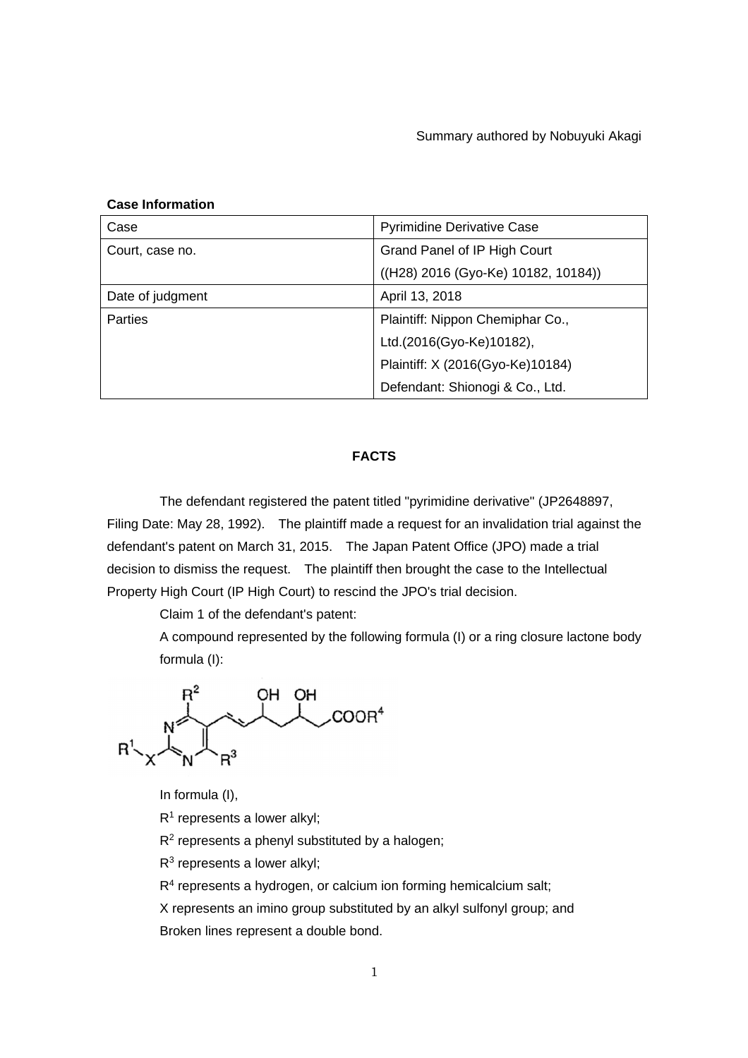Summary authored by Nobuyuki Akagi

**Case Information**

| Case | Pyrimidine Derivative Case |
|---|---|
| Court, case no. | Grand Panel of IP High Court ((H28) 2016 (Gyo-Ke) 10182, 10184)) |
| Date of judgment | April 13, 2018 |
| Parties | Plaintiff: Nippon Chemiphar Co., Ltd.(2016(Gyo-Ke)10182), Plaintiff: X (2016(Gyo-Ke)10184) Defendant: Shionogi & Co., Ltd. |

**FACTS**

The defendant registered the patent titled "pyrimidine derivative" (JP2648897, Filing Date: May 28, 1992). The plaintiff made a request for an invalidation trial against the defendant's patent on March 31, 2015. The JPO made a trial decision to dismiss the request. The plaintiff then brought the case to the Intellectual Property High Court (IP High Court) to rescind the JPO's trial decision.

Claim 1 of the defendant's patent:

A compound represented by the following formula (I) or a ring closure lactone body formula (I):

In formula (I),

$R^1$ represents a lower alkyl;

$R^2$ represents a phenyl substituted by a halogen;

$R^3$ represents a lower alkyl;

$R^4$ represents a hydrogen, or calcium ion forming hemicalcium salt;

X represents an imino group substituted by an alkyl sulfonyl group; and

Broken lines represent a double bond.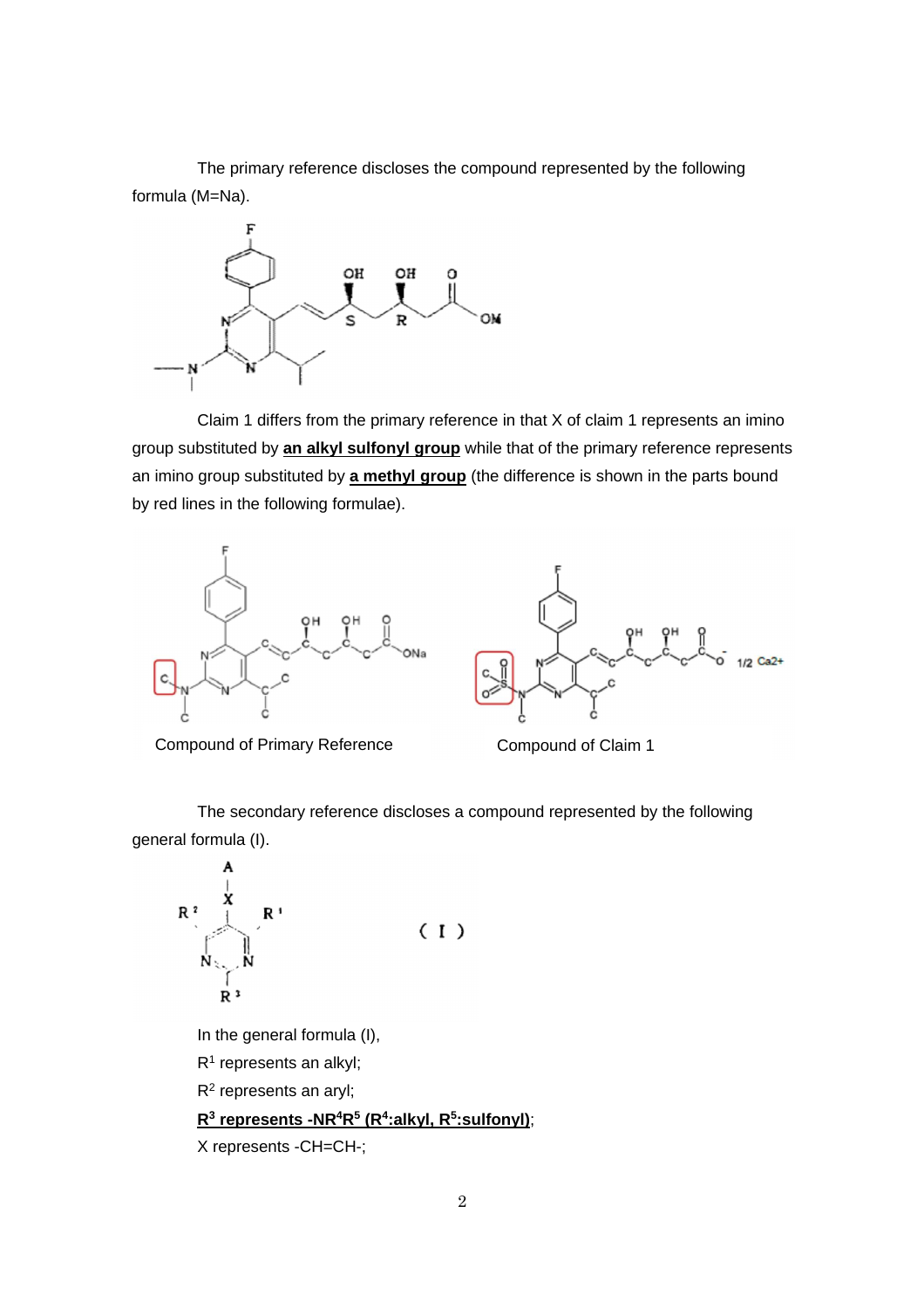The primary reference discloses the compound represented by the following formula (M=Na).

Claim 1 differs from the primary reference in that X of claim 1 represents an imino group substituted by **an alkyl sulfonyl group** while that of the primary reference represents an imino group substituted by **a methyl group** (the difference is shown in the parts bound by red lines in the following formulae).

Compound of Primary Reference

Compound of Claim 1

The secondary reference discloses a compound represented by the following general formula (I).

( I )

In the general formula (I),

$R^1$ represents an alkyl;

$R^2$ represents an aryl;

**$R^3$ represents $-NR^4R^5$ ($R^4$:alkyl, $R^5$:sulfonyl)**;

X represents -CH=CH-;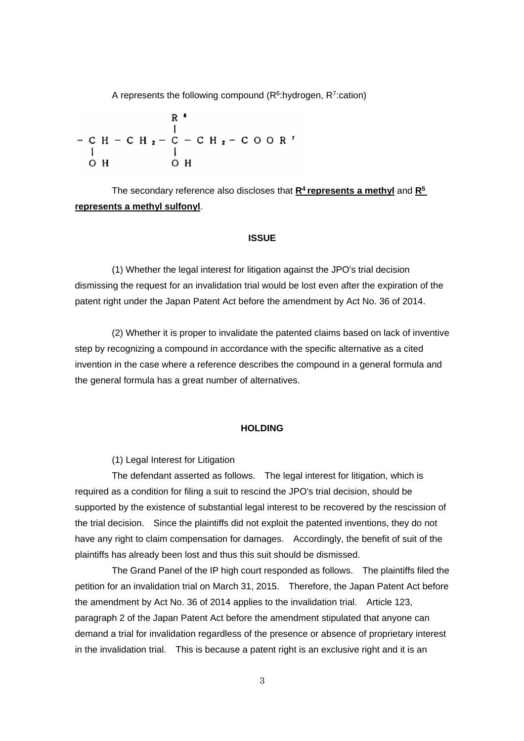A represents the following compound ($R^6$:hydrogen, $R^7$:cation)

$$-\underset{\displaystyle OH}{\underset{|}{CH}}-CH_2-\underset{\displaystyle OH}{\underset{|}{\overset{\displaystyle R^6}{\overset{|}{C}}}}-CH_2-COOR^7$$

The secondary reference also discloses that **$R^4$ represents a methyl** and **$R^5$ represents a methyl sulfonyl**.

**ISSUE**

(1) Whether the legal interest for litigation against the JPO's trial decision dismissing the request for an invalidation trial would be lost even after the expiration of the patent right under the Japan Patent Act before the amendment by Act No. 36 of 2014.

(2) Whether it is proper to invalidate the patented claims based on lack of inventive step by recognizing a compound in accordance with the specific alternative as a cited invention in the case where a reference describes the compound in a general formula and the general formula has a great number of alternatives.

**HOLDING**

(1) Legal Interest for Litigation

The defendant asserted as follows. The legal interest for litigation, which is required as a condition for filing a suit to rescind the JPO's trial decision, should be supported by the existence of substantial legal interest to be recovered by the rescission of the trial decision. Since the plaintiffs did not exploit the patented inventions, they do not have any right to claim compensation for damages. Accordingly, the benefit of suit of the plaintiffs has already been lost and thus this suit should be dismissed.

The Grand Panel of the IP high court responded as follows. The plaintiffs filed the petition for an invalidation trial on March 31, 2015. Therefore, the Japan Patent Act before the amendment by Act No. 36 of 2014 applies to the invalidation trial. Article 123, paragraph 2 of the Japan Patent Act before the amendment stipulated that anyone can demand a trial for invalidation regardless of the presence or absence of proprietary interest in the invalidation trial. This is because a patent right is an exclusive right and it is an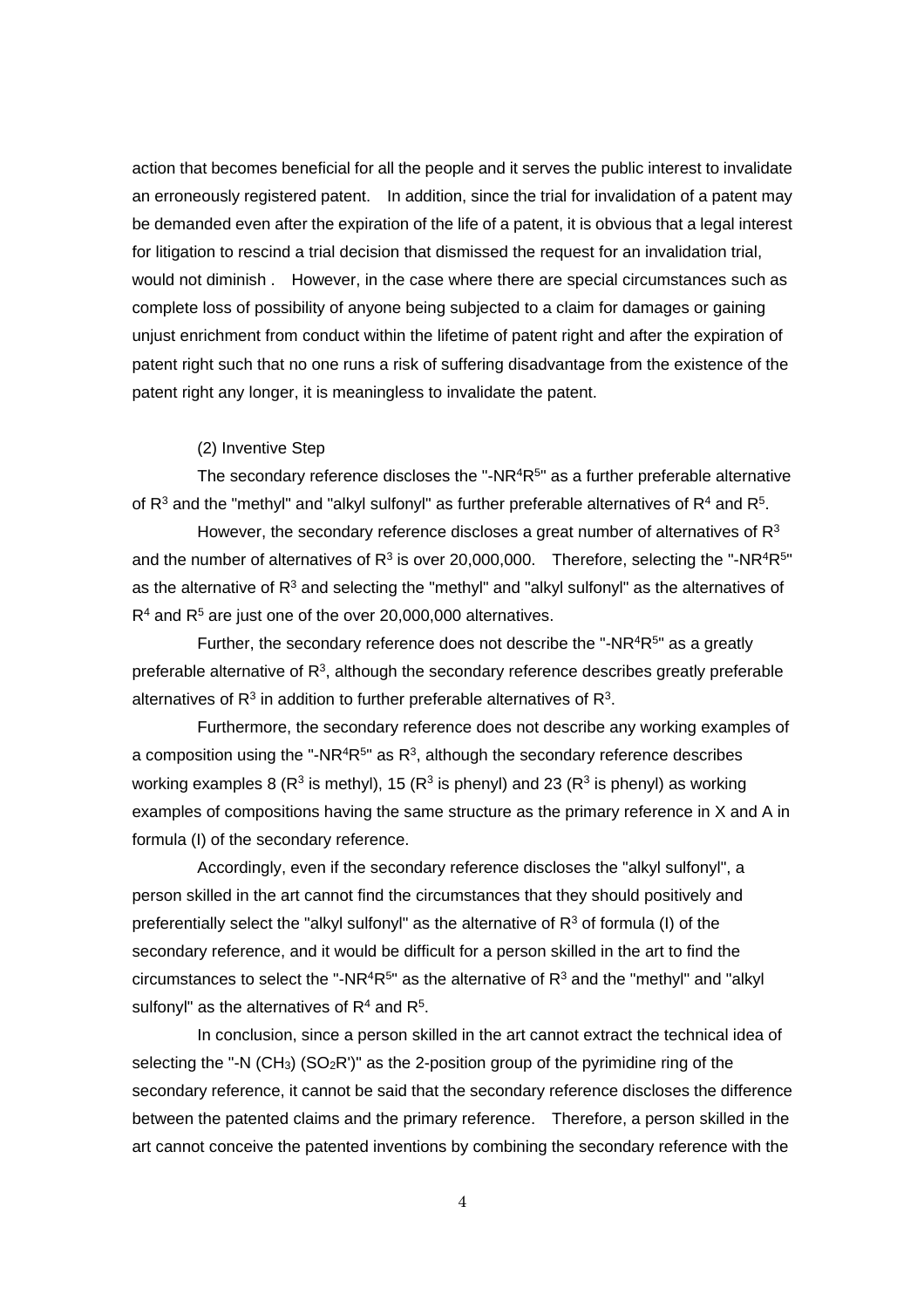action that becomes beneficial for all the people and it serves the public interest to invalidate an erroneously registered patent. In addition, since the trial for invalidation of a patent may be demanded even after the expiration of the life of a patent, it is obvious that a legal interest for litigation to rescind a trial decision that dismissed the request for an invalidation trial, would not diminish . However, in the case where there are special circumstances such as complete loss of possibility of anyone being subjected to a claim for damages or gaining unjust enrichment from conduct within the lifetime of patent right and after the expiration of patent right such that no one runs a risk of suffering disadvantage from the existence of the patent right any longer, it is meaningless to invalidate the patent.

(2) Inventive Step

The secondary reference discloses the "-$NR^4R^5$" as a further preferable alternative of $R^3$ and the "methyl" and "alkyl sulfonyl" as further preferable alternatives of $R^4$ and $R^5$.

However, the secondary reference discloses a great number of alternatives of $R^3$ and the number of alternatives of $R^3$ is over 20,000,000. Therefore, selecting the "-$NR^4R^5$" as the alternative of $R^3$ and selecting the "methyl" and "alkyl sulfonyl" as the alternatives of $R^4$ and $R^5$ are just one of the over 20,000,000 alternatives.

Further, the secondary reference does not describe the "-$NR^4R^5$" as a greatly preferable alternative of $R^3$, although the secondary reference describes greatly preferable alternatives of $R^3$ in addition to further preferable alternatives of $R^3$.

Furthermore, the secondary reference does not describe any working examples of a composition using the "-$NR^4R^5$" as $R^3$, although the secondary reference describes working examples 8 ($R^3$ is methyl), 15 ($R^3$ is phenyl) and 23 ($R^3$ is phenyl) as working examples of compositions having the same structure as the primary reference in X and A in formula (I) of the secondary reference.

Accordingly, even if the secondary reference discloses the "alkyl sulfonyl", a person skilled in the art cannot find the circumstances that they should positively and preferentially select the "alkyl sulfonyl" as the alternative of $R^3$ of formula (I) of the secondary reference, and it would be difficult for a person skilled in the art to find the circumstances to select the "-$NR^4R^5$" as the alternative of $R^3$ and the "methyl" and "alkyl sulfonyl" as the alternatives of $R^4$ and $R^5$.

In conclusion, since a person skilled in the art cannot extract the technical idea of selecting the "-N ($CH_3$) ($SO_2R'$)" as the 2-position group of the pyrimidine ring of the secondary reference, it cannot be said that the secondary reference discloses the difference between the patented claims and the primary reference. Therefore, a person skilled in the art cannot conceive the patented inventions by combining the secondary reference with the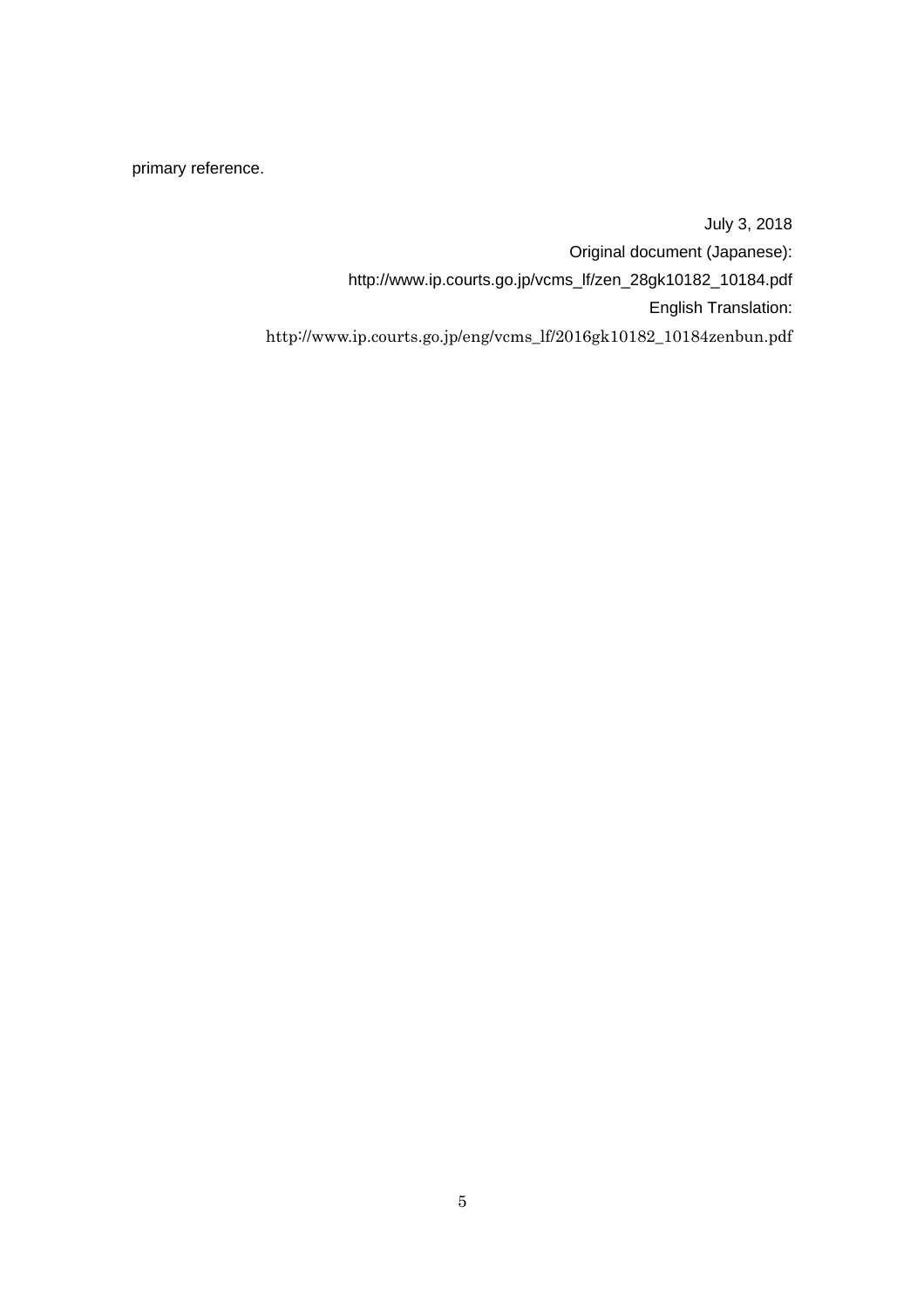primary reference.

July 3, 2018

Original document (Japanese):

http://www.ip.courts.go.jp/vcms_lf/zen_28gk10182_10184.pdf

English Translation:

http://www.ip.courts.go.jp/eng/vcms_lf/2016gk10182_10184zenbun.pdf